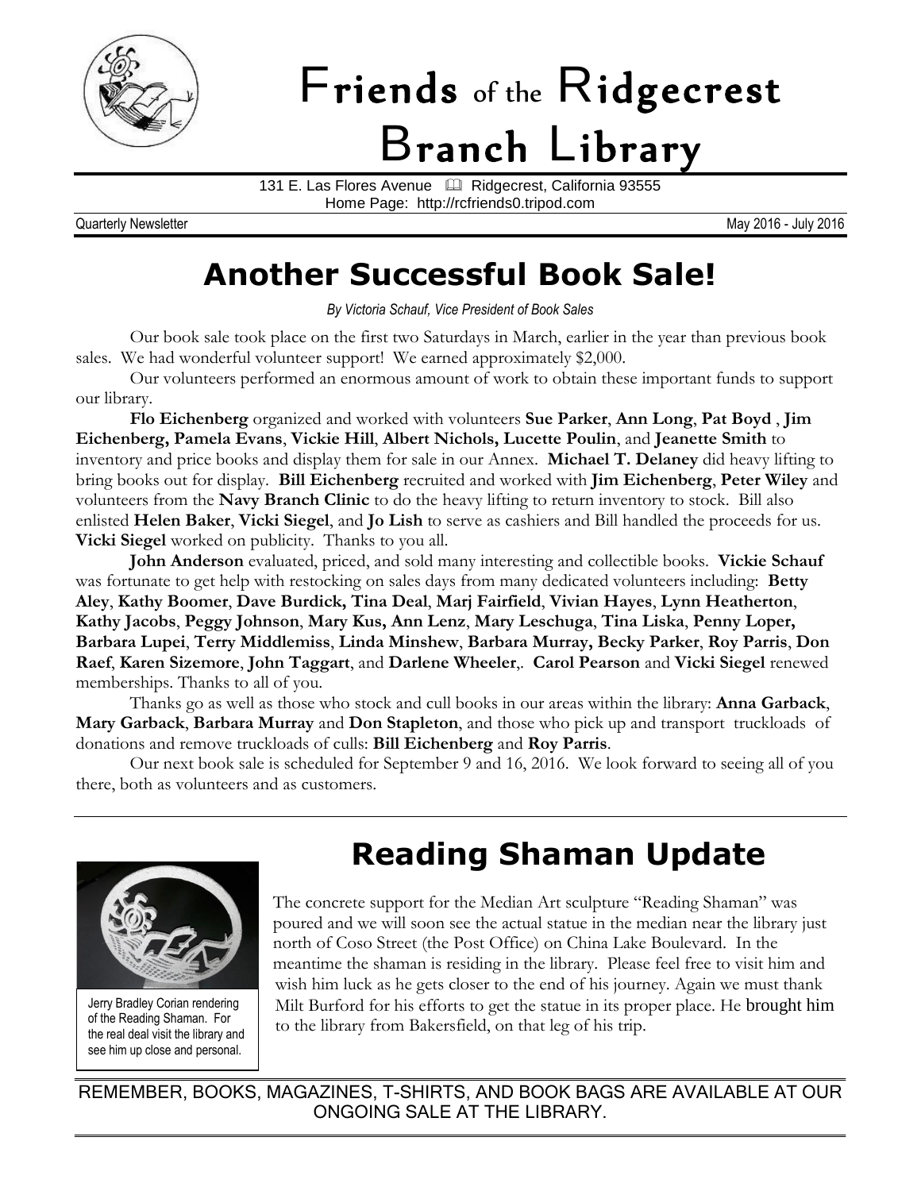# Friends of the Ridgecrest Branch Library

131 E. Las Flores Avenue  Ridgecrest, California 93555
Home Page: http://rcfriends0.tripod.com

Quarterly Newsletter May 2016 - July 2016

## Another Successful Book Sale!

*By Victoria Schauf, Vice President of Book Sales*

Our book sale took place on the first two Saturdays in March, earlier in the year than previous book sales. We had wonderful volunteer support! We earned approximately $2,000.

Our volunteers performed an enormous amount of work to obtain these important funds to support our library.

**Flo Eichenberg** organized and worked with volunteers **Sue Parker**, **Ann Long**, **Pat Boyd** , **Jim Eichenberg, Pamela Evans**, **Vickie Hill**, **Albert Nichols, Lucette Poulin**, and **Jeanette Smith** to inventory and price books and display them for sale in our Annex. **Michael T. Delaney** did heavy lifting to bring books out for display. **Bill Eichenberg** recruited and worked with **Jim Eichenberg**, **Peter Wiley** and volunteers from the **Navy Branch Clinic** to do the heavy lifting to return inventory to stock. Bill also enlisted **Helen Baker**, **Vicki Siegel**, and **Jo Lish** to serve as cashiers and Bill handled the proceeds for us. **Vicki Siegel** worked on publicity. Thanks to you all.

**John Anderson** evaluated, priced, and sold many interesting and collectible books. **Vickie Schauf** was fortunate to get help with restocking on sales days from many dedicated volunteers including: **Betty Aley**, **Kathy Boomer**, **Dave Burdick, Tina Deal**, **Marj Fairfield**, **Vivian Hayes**, **Lynn Heatherton**, **Kathy Jacobs**, **Peggy Johnson**, **Mary Kus, Ann Lenz**, **Mary Leschuga**, **Tina Liska**, **Penny Loper, Barbara Lupei**, **Terry Middlemiss**, **Linda Minshew**, **Barbara Murray, Becky Parker**, **Roy Parris**, **Don Raef**, **Karen Sizemore**, **John Taggart**, and **Darlene Wheeler**,. **Carol Pearson** and **Vicki Siegel** renewed memberships. Thanks to all of you.

Thanks go as well as those who stock and cull books in our areas within the library: **Anna Garback**, **Mary Garback**, **Barbara Murray** and **Don Stapleton**, and those who pick up and transport truckloads of donations and remove truckloads of culls: **Bill Eichenberg** and **Roy Parris**.

Our next book sale is scheduled for September 9 and 16, 2016. We look forward to seeing all of you there, both as volunteers and as customers.

## Reading Shaman Update

Jerry Bradley Corian rendering of the Reading Shaman. For the real deal visit the library and see him up close and personal.

The concrete support for the Median Art sculpture "Reading Shaman" was poured and we will soon see the actual statue in the median near the library just north of Coso Street (the Post Office) on China Lake Boulevard. In the meantime the shaman is residing in the library. Please feel free to visit him and wish him luck as he gets closer to the end of his journey. Again we must thank Milt Burford for his efforts to get the statue in its proper place. He brought him to the library from Bakersfield, on that leg of his trip.

REMEMBER, BOOKS, MAGAZINES, T-SHIRTS, AND BOOK BAGS ARE AVAILABLE AT OUR ONGOING SALE AT THE LIBRARY.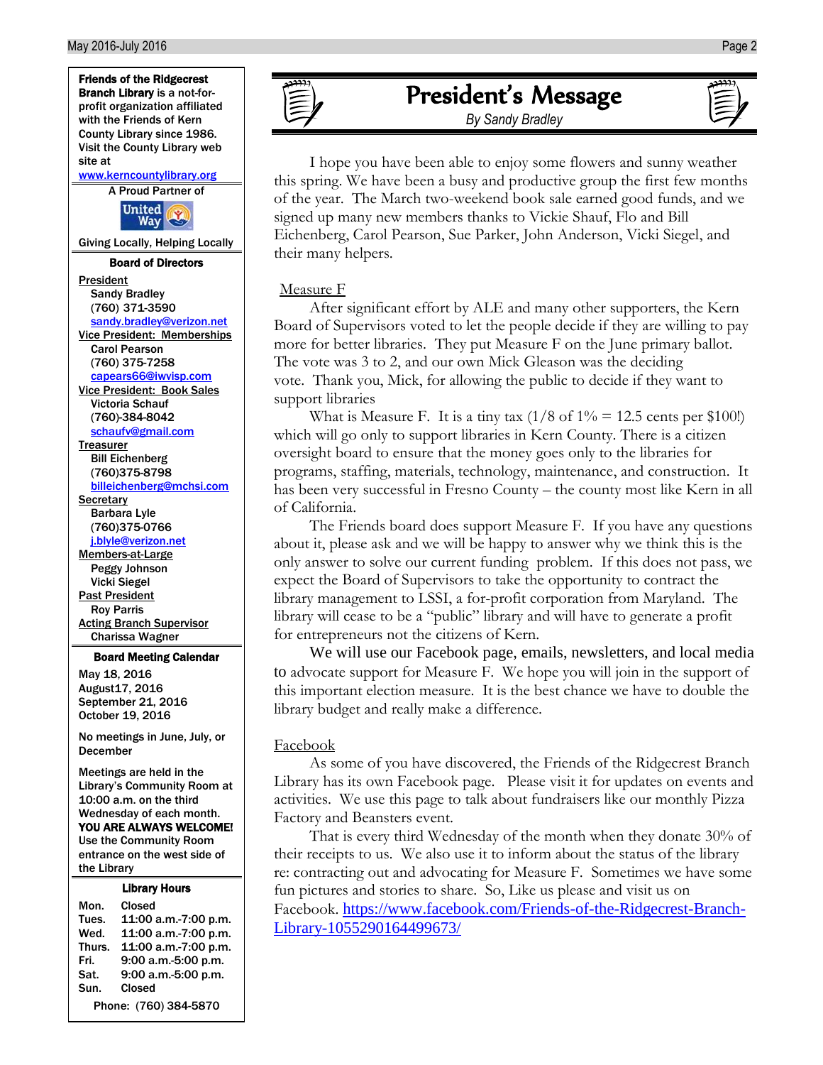**Friends of the Ridgecrest Branch Library** is a not-for-profit organization affiliated with the Friends of Kern County Library since 1986. Visit the County Library web site at www.kerncountylibrary.org

A Proud Partner of

United Way

Giving Locally, Helping Locally

**Board of Directors**

President
Sandy Bradley
(760) 371-3590
sandy.bradley@verizon.net

Vice President: Memberships
Carol Pearson
(760) 375-7258
capears66@iwvisp.com

Vice President: Book Sales
Victoria Schauf
(760)-384-8042
schaufv@gmail.com

Treasurer
Bill Eichenberg
(760)375-8798
billeichenberg@mchsi.com

Secretary
Barbara Lyle
(760)375-0766
j.blyle@verizon.net

Members-at-Large
Peggy Johnson
Vicki Siegel

Past President
Roy Parris

Acting Branch Supervisor
Charissa Wagner

**Board Meeting Calendar**

May 18, 2016
August17, 2016
September 21, 2016
October 19, 2016

No meetings in June, July, or December

Meetings are held in the Library's Community Room at 10:00 a.m. on the third Wednesday of each month.
**YOU ARE ALWAYS WELCOME!**
Use the Community Room entrance on the west side of the Library

**Library Hours**

| | |
|---|---|
| Mon. | Closed |
| Tues. | 11:00 a.m.-7:00 p.m. |
| Wed. | 11:00 a.m.-7:00 p.m. |
| Thurs. | 11:00 a.m.-7:00 p.m. |
| Fri. | 9:00 a.m.-5:00 p.m. |
| Sat. | 9:00 a.m.-5:00 p.m. |
| Sun. | Closed |

Phone: (760) 384-5870

# President's Message

*By Sandy Bradley*

I hope you have been able to enjoy some flowers and sunny weather this spring. We have been a busy and productive group the first few months of the year. The March two-weekend book sale earned good funds, and we signed up many new members thanks to Vickie Shauf, Flo and Bill Eichenberg, Carol Pearson, Sue Parker, John Anderson, Vicki Siegel, and their many helpers.

## Measure F

After significant effort by ALE and many other supporters, the Kern Board of Supervisors voted to let the people decide if they are willing to pay more for better libraries. They put Measure F on the June primary ballot. The vote was 3 to 2, and our own Mick Gleason was the deciding vote. Thank you, Mick, for allowing the public to decide if they want to support libraries

What is Measure F. It is a tiny tax (1/8 of 1% = 12.5 cents per $100!) which will go only to support libraries in Kern County. There is a citizen oversight board to ensure that the money goes only to the libraries for programs, staffing, materials, technology, maintenance, and construction. It has been very successful in Fresno County – the county most like Kern in all of California.

The Friends board does support Measure F. If you have any questions about it, please ask and we will be happy to answer why we think this is the only answer to solve our current funding problem. If this does not pass, we expect the Board of Supervisors to take the opportunity to contract the library management to LSSI, a for-profit corporation from Maryland. The library will cease to be a "public" library and will have to generate a profit for entrepreneurs not the citizens of Kern.

We will use our Facebook page, emails, newsletters, and local media to advocate support for Measure F. We hope you will join in the support of this important election measure. It is the best chance we have to double the library budget and really make a difference.

## Facebook

As some of you have discovered, the Friends of the Ridgecrest Branch Library has its own Facebook page. Please visit it for updates on events and activities. We use this page to talk about fundraisers like our monthly Pizza Factory and Beansters event.

That is every third Wednesday of the month when they donate 30% of their receipts to us. We also use it to inform about the status of the library re: contracting out and advocating for Measure F. Sometimes we have some fun pictures and stories to share. So, Like us please and visit us on Facebook. https://www.facebook.com/Friends-of-the-Ridgecrest-Branch-Library-1055290164499673/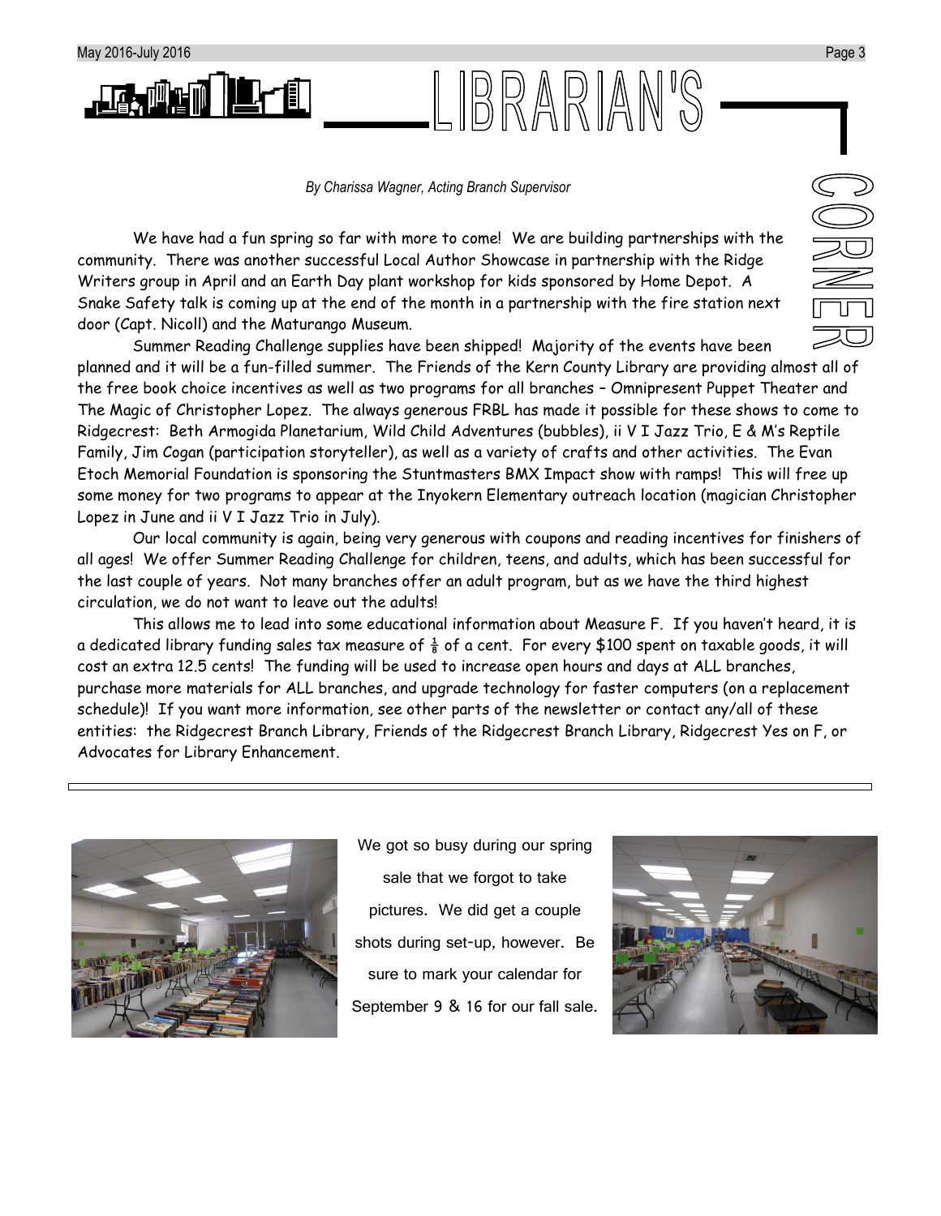# LIBRARIAN'S CORNER

*By Charissa Wagner, Acting Branch Supervisor*

We have had a fun spring so far with more to come! We are building partnerships with the community. There was another successful Local Author Showcase in partnership with the Ridge Writers group in April and an Earth Day plant workshop for kids sponsored by Home Depot. A Snake Safety talk is coming up at the end of the month in a partnership with the fire station next door (Capt. Nicoll) and the Maturango Museum.

Summer Reading Challenge supplies have been shipped! Majority of the events have been planned and it will be a fun-filled summer. The Friends of the Kern County Library are providing almost all of the free book choice incentives as well as two programs for all branches – Omnipresent Puppet Theater and The Magic of Christopher Lopez. The always generous FRBL has made it possible for these shows to come to Ridgecrest: Beth Armogida Planetarium, Wild Child Adventures (bubbles), ii V I Jazz Trio, E & M's Reptile Family, Jim Cogan (participation storyteller), as well as a variety of crafts and other activities. The Evan Etoch Memorial Foundation is sponsoring the Stuntmasters BMX Impact show with ramps! This will free up some money for two programs to appear at the Inyokern Elementary outreach location (magician Christopher Lopez in June and ii V I Jazz Trio in July).

Our local community is again, being very generous with coupons and reading incentives for finishers of all ages! We offer Summer Reading Challenge for children, teens, and adults, which has been successful for the last couple of years. Not many branches offer an adult program, but as we have the third highest circulation, we do not want to leave out the adults!

This allows me to lead into some educational information about Measure F. If you haven't heard, it is a dedicated library funding sales tax measure of $\frac{1}{8}$ of a cent. For every $100 spent on taxable goods, it will cost an extra 12.5 cents! The funding will be used to increase open hours and days at ALL branches, purchase more materials for ALL branches, and upgrade technology for faster computers (on a replacement schedule)! If you want more information, see other parts of the newsletter or contact any/all of these entities: the Ridgecrest Branch Library, Friends of the Ridgecrest Branch Library, Ridgecrest Yes on F, or Advocates for Library Enhancement.

---

We got so busy during our spring sale that we forgot to take pictures. We did get a couple shots during set-up, however. Be sure to mark your calendar for September 9 & 16 for our fall sale.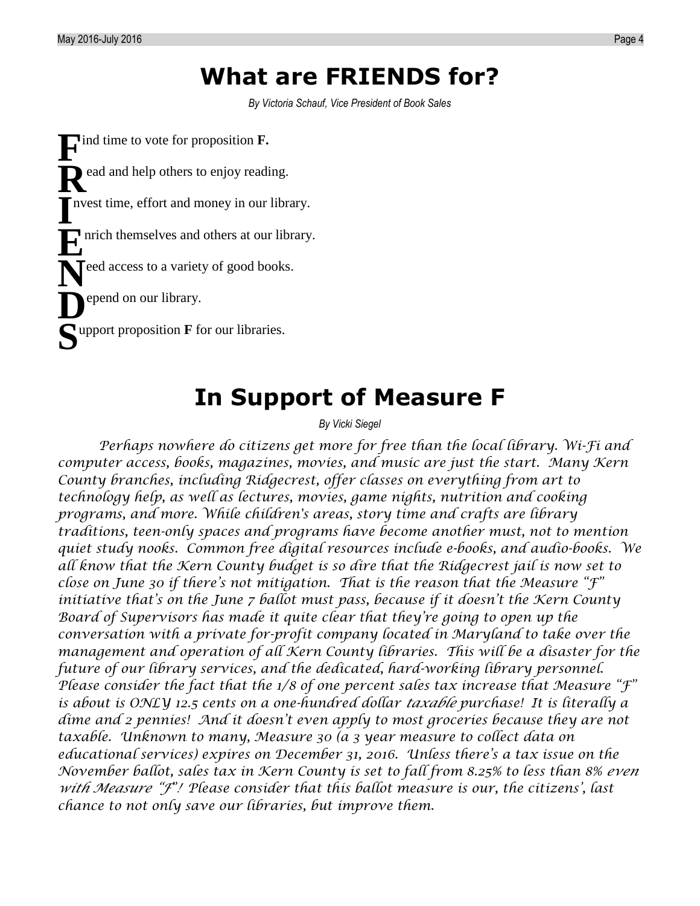# What are FRIENDS for?

*By Victoria Schauf, Vice President of Book Sales*

**F**ind time to vote for proposition **F.**

**R**ead and help others to enjoy reading.

**I**nvest time, effort and money in our library.

**E**nrich themselves and others at our library.

**N**eed access to a variety of good books.

**D**epend on our library.

**S**upport proposition **F** for our libraries.

# In Support of Measure F

*By Vicki Siegel*

*Perhaps nowhere do citizens get more for free than the local library. Wi-Fi and computer access, books, magazines, movies, and music are just the start. Many Kern County branches, including Ridgecrest, offer classes on everything from art to technology help, as well as lectures, movies, game nights, nutrition and cooking programs, and more. While children's areas, story time and crafts are library traditions, teen-only spaces and programs have become another must, not to mention quiet study nooks. Common free digital resources include e-books, and audio-books. We all know that the Kern County budget is so dire that the Ridgecrest jail is now set to close on June 30 if there's not mitigation. That is the reason that the Measure "F" initiative that's on the June 7 ballot must pass, because if it doesn't the Kern County Board of Supervisors has made it quite clear that they're going to open up the conversation with a private for-profit company located in Maryland to take over the management and operation of all Kern County libraries. This will be a disaster for the future of our library services, and the dedicated, hard-working library personnel. Please consider the fact that the 1/8 of one percent sales tax increase that Measure "F" is about is ONLY 12.5 cents on a one-hundred dollar taxable purchase! It is literally a dime and 2 pennies! And it doesn't even apply to most groceries because they are not taxable. Unknown to many, Measure 30 (a 3 year measure to collect data on educational services) expires on December 31, 2016. Unless there's a tax issue on the November ballot, sales tax in Kern County is set to fall from 8.25% to less than 8% even with Measure "F"! Please consider that this ballot measure is our, the citizens', last chance to not only save our libraries, but improve them.*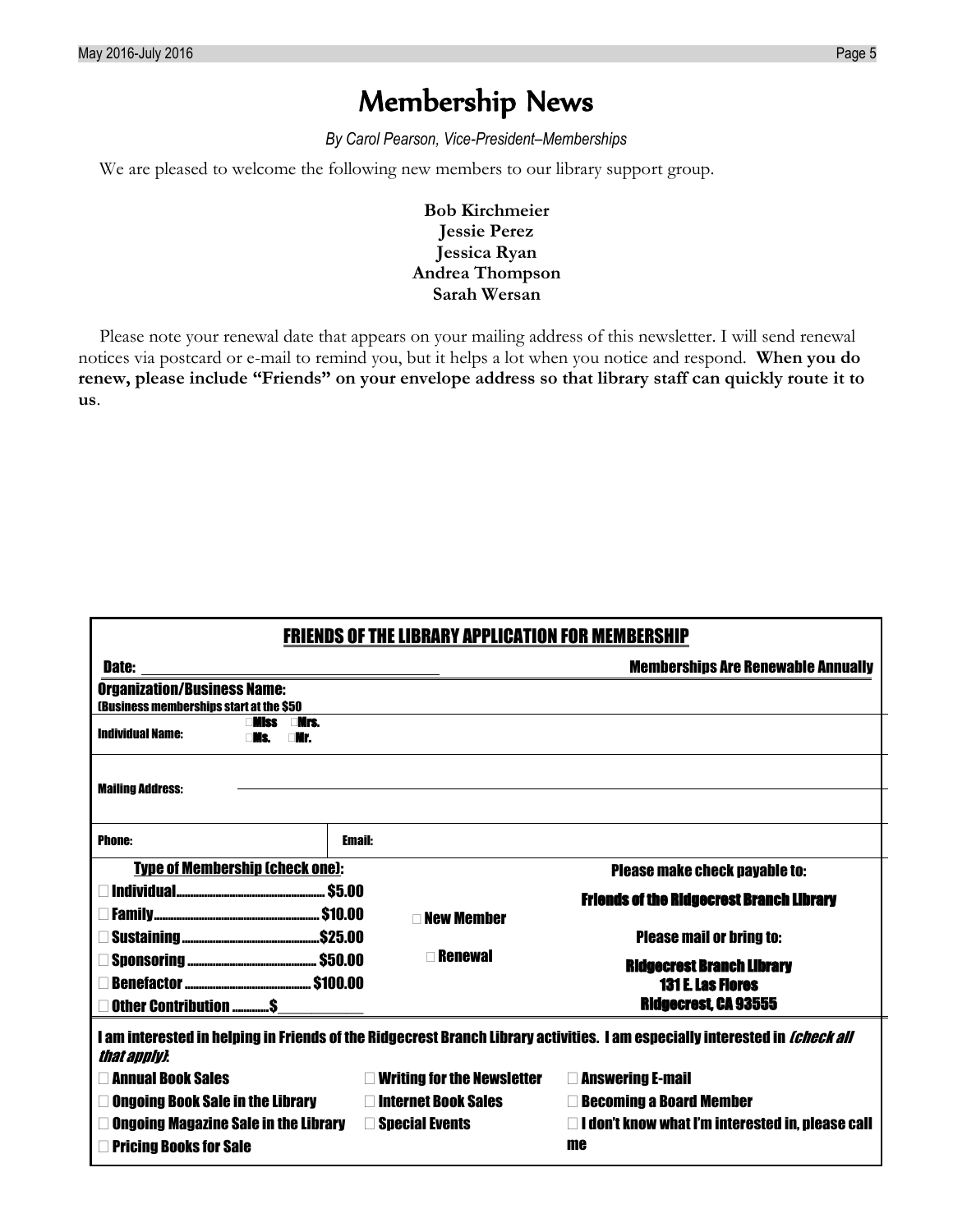# Membership News

*By Carol Pearson, Vice-President–Memberships*

We are pleased to welcome the following new members to our library support group.

**Bob Kirchmeier**
**Jessie Perez**
**Jessica Ryan**
**Andrea Thompson**
**Sarah Wersan**

Please note your renewal date that appears on your mailing address of this newsletter. I will send renewal notices via postcard or e-mail to remind you, but it helps a lot when you notice and respond. **When you do renew, please include "Friends" on your envelope address so that library staff can quickly route it to us**.

## FRIENDS OF THE LIBRARY APPLICATION FOR MEMBERSHIP

**Date:** ______________________ **Memberships Are Renewable Annually**

**Organization/Business Name:**
(Business memberships start at the $50

**Individual Name:** ☐ Miss ☐ Mrs. ☐ Ms. ☐ Mr.

**Mailing Address:** ______________________

**Phone:** **Email:**

**Type of Membership (check one):**

- ☐ Individual.................................... $5.00
- ☐ Family........................................ $10.00
- ☐ Sustaining.................................. $25.00
- ☐ Sponsoring.................................. $50.00
- ☐ Benefactor.................................. $100.00
- ☐ Other Contribution ............$__________

☐ New Member

☐ Renewal

**Please make check payable to:**

**Friends of the Ridgecrest Branch Library**

**Please mail or bring to:**

**Ridgecrest Branch Library**
**131 E. Las Flores**
**Ridgecrest, CA 93555**

**I am interested in helping in Friends of the Ridgecrest Branch Library activities. I am especially interested in *(check all that apply)*:**

- ☐ Annual Book Sales
- ☐ Ongoing Book Sale in the Library
- ☐ Ongoing Magazine Sale in the Library
- ☐ Pricing Books for Sale
- ☐ Writing for the Newsletter
- ☐ Internet Book Sales
- ☐ Special Events
- ☐ Answering E-mail
- ☐ Becoming a Board Member
- ☐ I don't know what I'm interested in, please call me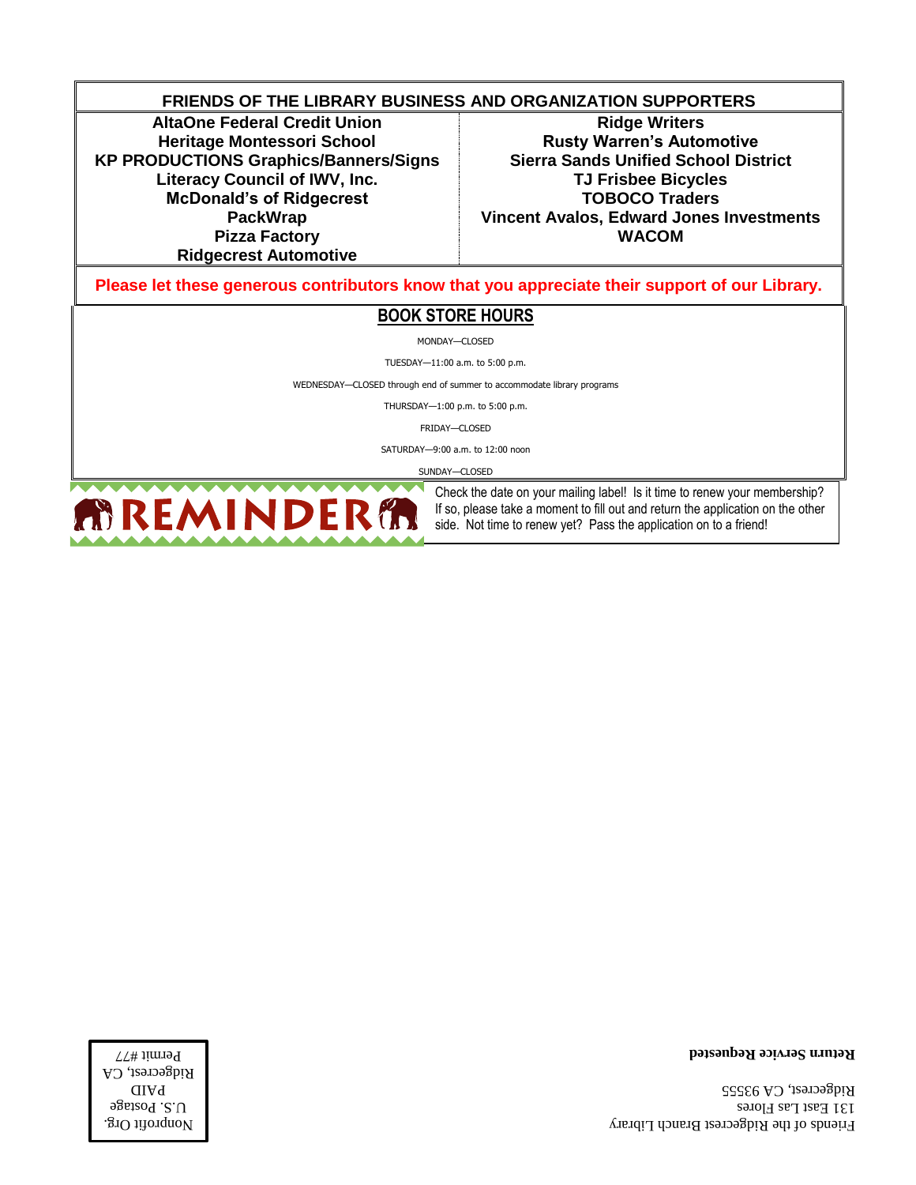## FRIENDS OF THE LIBRARY BUSINESS AND ORGANIZATION SUPPORTERS

**AltaOne Federal Credit Union**
**Heritage Montessori School**
**KP PRODUCTIONS Graphics/Banners/Signs**
**Literacy Council of IWV, Inc.**
**McDonald's of Ridgecrest**
**PackWrap**
**Pizza Factory**
**Ridgecrest Automotive**
**Ridge Writers**
**Rusty Warren's Automotive**
**Sierra Sands Unified School District**
**TJ Frisbee Bicycles**
**TOBOCO Traders**
**Vincent Avalos, Edward Jones Investments**
**WACOM**

**Please let these generous contributors know that you appreciate their support of our Library.**

## BOOK STORE HOURS

MONDAY—CLOSED

TUESDAY—11:00 a.m. to 5:00 p.m.

WEDNESDAY—CLOSED through end of summer to accommodate library programs

THURSDAY—1:00 p.m. to 5:00 p.m.

FRIDAY—CLOSED

SATURDAY—9:00 a.m. to 12:00 noon

SUNDAY—CLOSED

**REMINDER**

Check the date on your mailing label! Is it time to renew your membership? If so, please take a moment to fill out and return the application on the other side. Not time to renew yet? Pass the application on to a friend!

Friends of the Ridgecrest Branch Library
131 East Las Flores
Ridgecrest, CA 93555

**Return Service Requested**

Nonprofit Org.
U.S. Postage
PAID
Ridgecrest, CA
Permit #77